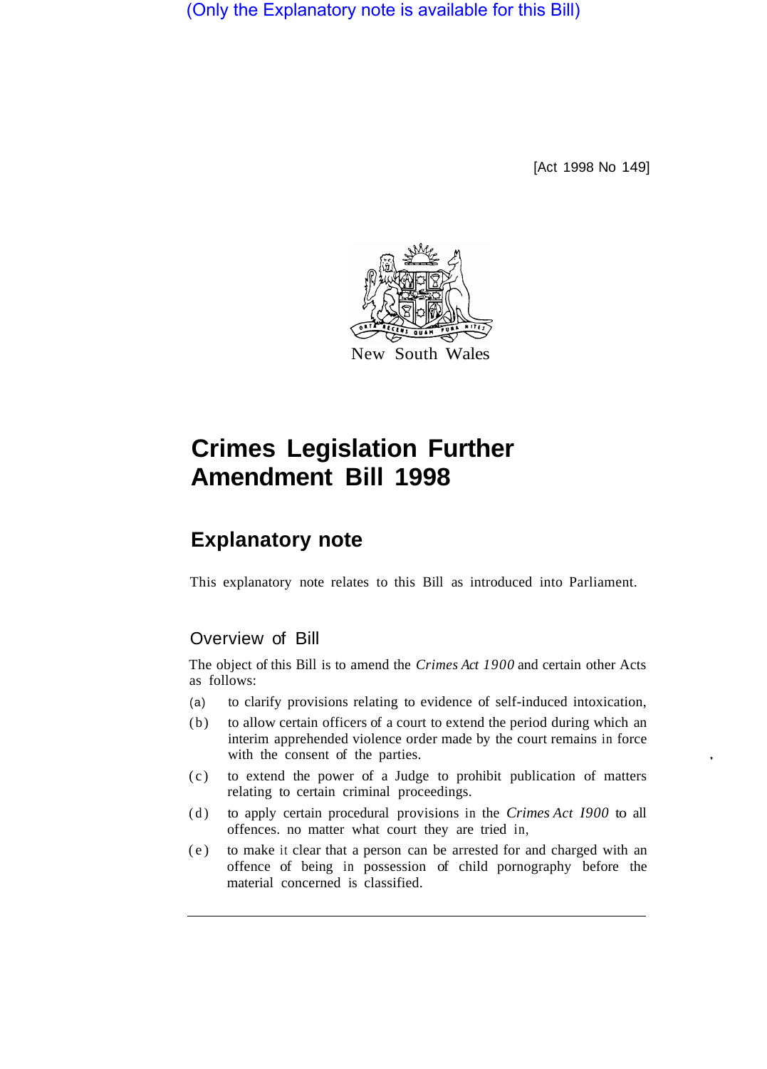(Only the Explanatory note is available for this Bill)

[Act 1998 No 149]

New South Wales

# Crimes Legislation Further Amendment Bill 1998

## Explanatory note

This explanatory note relates to this Bill as introduced into Parliament.

### Overview of Bill

The object of this Bill is to amend the *Crimes Act 1900* and certain other Acts as follows:

(a) to clarify provisions relating to evidence of self-induced intoxication,

(b) to allow certain officers of a court to extend the period during which an interim apprehended violence order made by the court remains in force with the consent of the parties.

(c) to extend the power of a Judge to prohibit publication of matters relating to certain criminal proceedings.

(d) to apply certain procedural provisions in the *Crimes Act 1900* to all offences. no matter what court they are tried in,

(e) to make it clear that a person can be arrested for and charged with an offence of being in possession of child pornography before the material concerned is classified.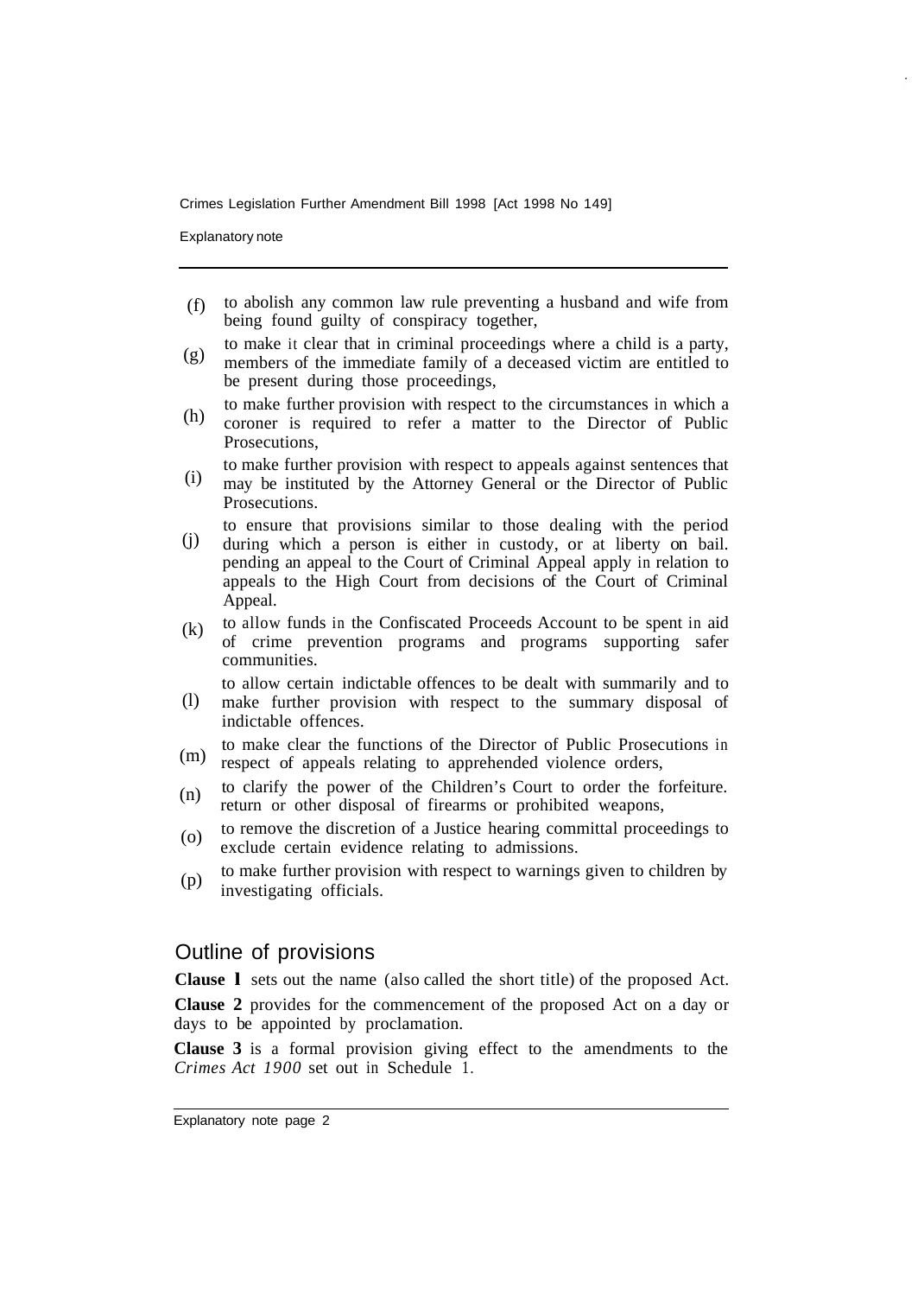(f) to abolish any common law rule preventing a husband and wife from being found guilty of conspiracy together,

(g) to make it clear that in criminal proceedings where a child is a party, members of the immediate family of a deceased victim are entitled to be present during those proceedings,

(h) to make further provision with respect to the circumstances in which a coroner is required to refer a matter to the Director of Public Prosecutions,

(i) to make further provision with respect to appeals against sentences that may be instituted by the Attorney General or the Director of Public Prosecutions.

(j) to ensure that provisions similar to those dealing with the period during which a person is either in custody, or at liberty on bail. pending an appeal to the Court of Criminal Appeal apply in relation to appeals to the High Court from decisions of the Court of Criminal Appeal.

(k) to allow funds in the Confiscated Proceeds Account to be spent in aid of crime prevention programs and programs supporting safer communities.

(l) to allow certain indictable offences to be dealt with summarily and to make further provision with respect to the summary disposal of indictable offences.

(m) to make clear the functions of the Director of Public Prosecutions in respect of appeals relating to apprehended violence orders,

(n) to clarify the power of the Children's Court to order the forfeiture. return or other disposal of firearms or prohibited weapons,

(o) to remove the discretion of a Justice hearing committal proceedings to exclude certain evidence relating to admissions.

(p) to make further provision with respect to warnings given to children by investigating officials.

## Outline of provisions

**Clause 1** sets out the name (also called the short title) of the proposed Act.

**Clause 2** provides for the commencement of the proposed Act on a day or days to be appointed by proclamation.

**Clause 3** is a formal provision giving effect to the amendments to the *Crimes Act 1900* set out in Schedule 1.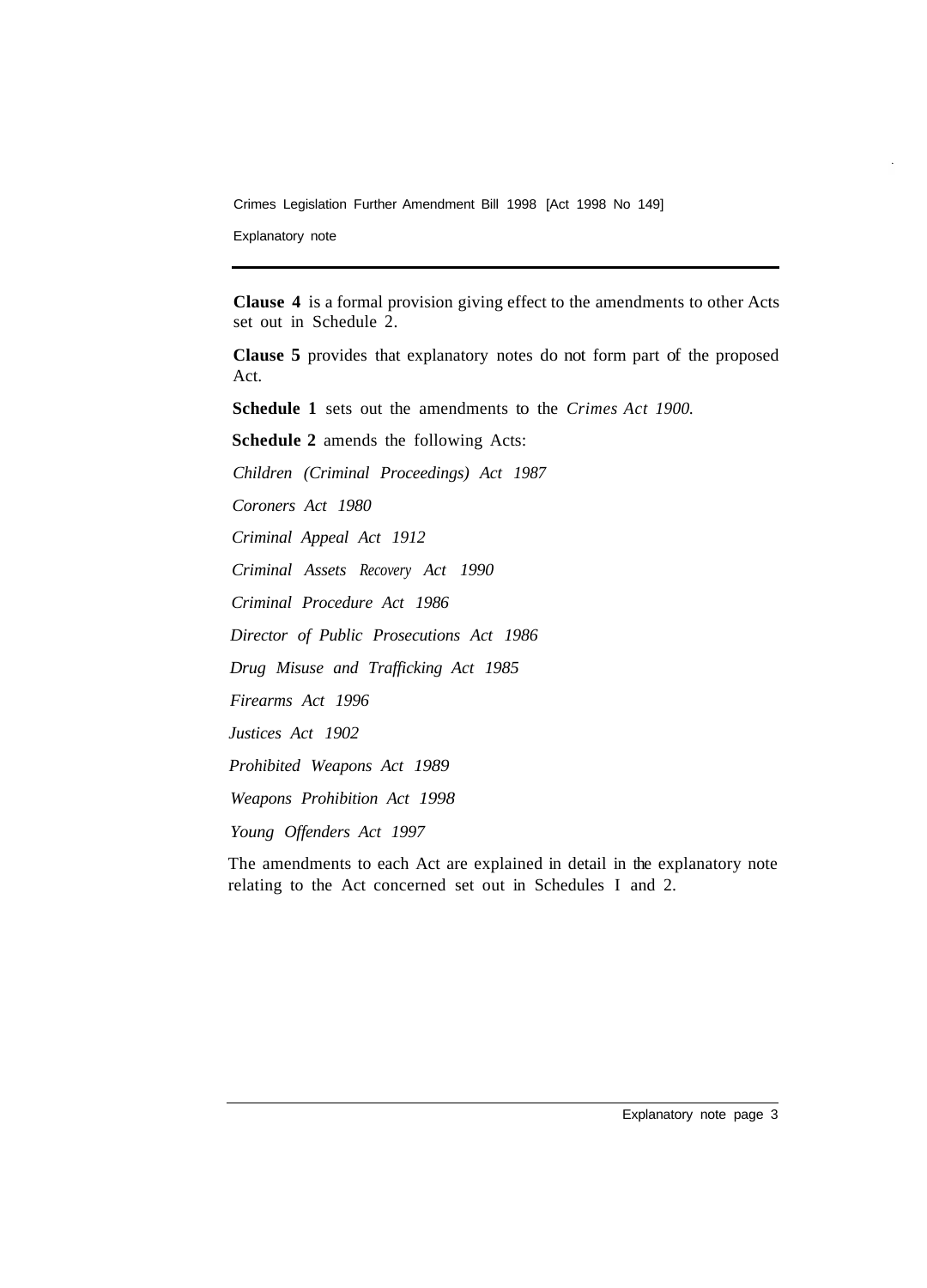**Clause 4** is a formal provision giving effect to the amendments to other Acts set out in Schedule 2.

**Clause 5** provides that explanatory notes do not form part of the proposed Act.

**Schedule 1** sets out the amendments to the *Crimes Act 1900.*

**Schedule 2** amends the following Acts:

*Children (Criminal Proceedings) Act 1987*

*Coroners Act 1980*

*Criminal Appeal Act 1912*

*Criminal Assets Recovery Act 1990*

*Criminal Procedure Act 1986*

*Director of Public Prosecutions Act 1986*

*Drug Misuse and Trafficking Act 1985*

*Firearms Act 1996*

*Justices Act 1902*

*Prohibited Weapons Act 1989*

*Weapons Prohibition Act 1998*

*Young Offenders Act 1997*

The amendments to each Act are explained in detail in the explanatory note relating to the Act concerned set out in Schedules I and 2.